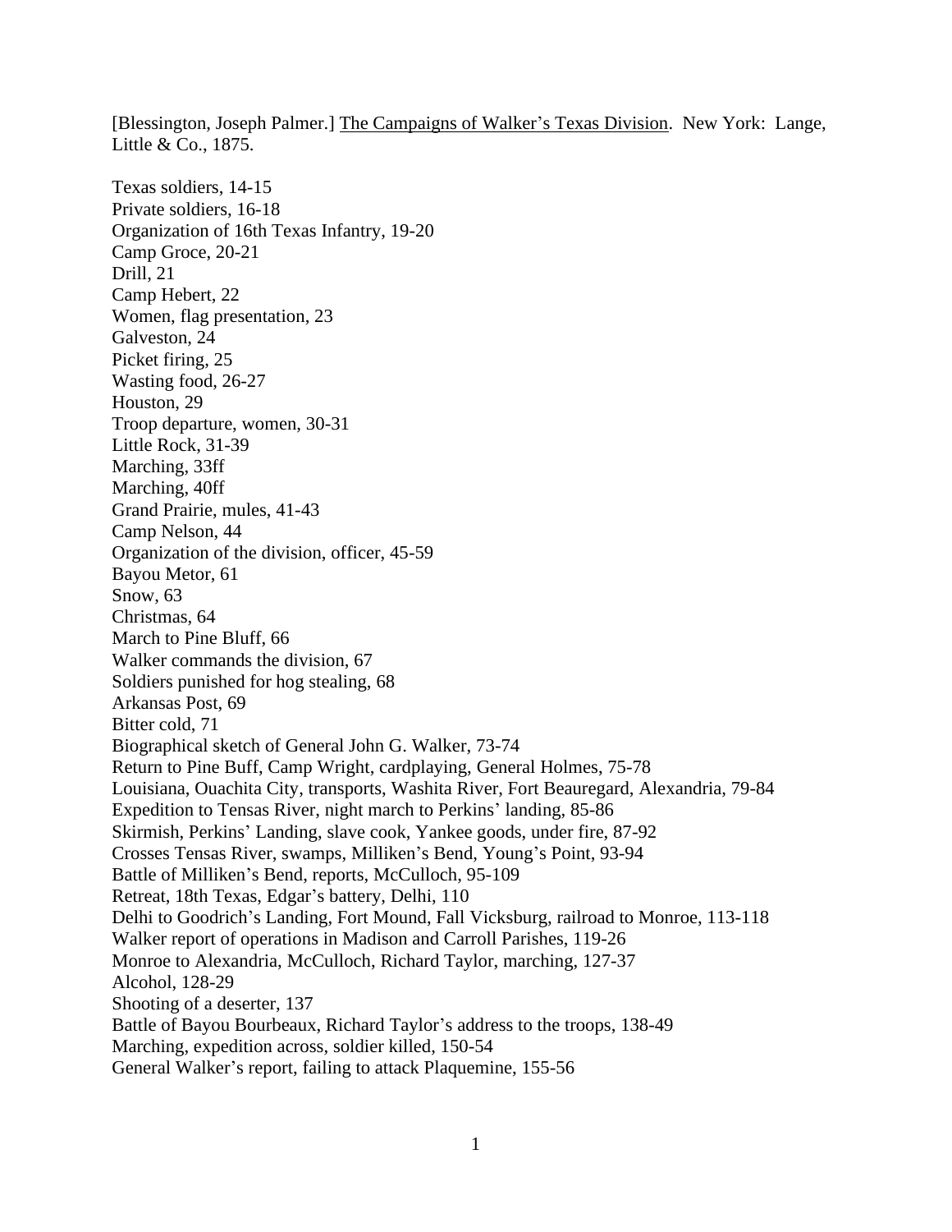[Blessington, Joseph Palmer.] <u>The Campaigns of Walker's Texas Division</u>. New York: Lange, Little & Co., 1875.

Texas soldiers, 14-15
Private soldiers, 16-18
Organization of 16th Texas Infantry, 19-20
Camp Groce, 20-21
Drill, 21
Camp Hebert, 22
Women, flag presentation, 23
Galveston, 24
Picket firing, 25
Wasting food, 26-27
Houston, 29
Troop departure, women, 30-31
Little Rock, 31-39
Marching, 33ff
Marching, 40ff
Grand Prairie, mules, 41-43
Camp Nelson, 44
Organization of the division, officer, 45-59
Bayou Metor, 61
Snow, 63
Christmas, 64
March to Pine Bluff, 66
Walker commands the division, 67
Soldiers punished for hog stealing, 68
Arkansas Post, 69
Bitter cold, 71
Biographical sketch of General John G. Walker, 73-74
Return to Pine Buff, Camp Wright, cardplaying, General Holmes, 75-78
Louisiana, Ouachita City, transports, Washita River, Fort Beauregard, Alexandria, 79-84
Expedition to Tensas River, night march to Perkins' landing, 85-86
Skirmish, Perkins' Landing, slave cook, Yankee goods, under fire, 87-92
Crosses Tensas River, swamps, Milliken's Bend, Young's Point, 93-94
Battle of Milliken's Bend, reports, McCulloch, 95-109
Retreat, 18th Texas, Edgar's battery, Delhi, 110
Delhi to Goodrich's Landing, Fort Mound, Fall Vicksburg, railroad to Monroe, 113-118
Walker report of operations in Madison and Carroll Parishes, 119-26
Monroe to Alexandria, McCulloch, Richard Taylor, marching, 127-37
Alcohol, 128-29
Shooting of a deserter, 137
Battle of Bayou Bourbeaux, Richard Taylor's address to the troops, 138-49
Marching, expedition across, soldier killed, 150-54
General Walker's report, failing to attack Plaquemine, 155-56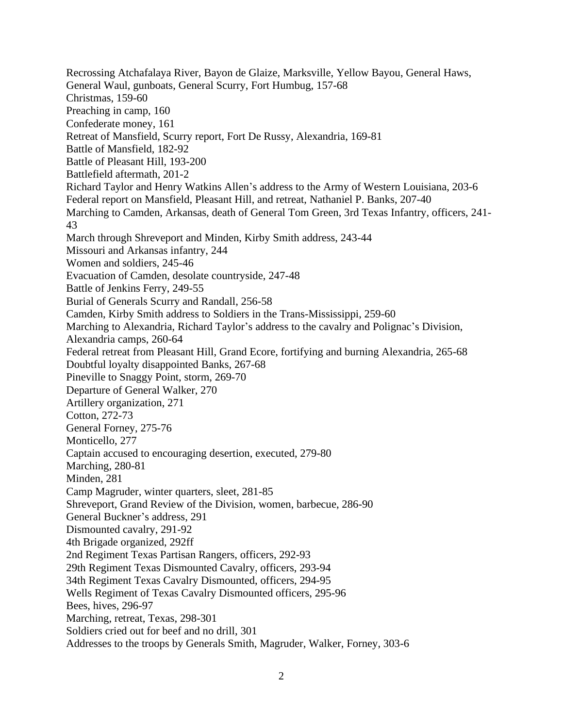Recrossing Atchafalaya River, Bayon de Glaize, Marksville, Yellow Bayou, General Haws, General Waul, gunboats, General Scurry, Fort Humbug, 157-68
Christmas, 159-60
Preaching in camp, 160
Confederate money, 161
Retreat of Mansfield, Scurry report, Fort De Russy, Alexandria, 169-81
Battle of Mansfield, 182-92
Battle of Pleasant Hill, 193-200
Battlefield aftermath, 201-2
Richard Taylor and Henry Watkins Allen's address to the Army of Western Louisiana, 203-6
Federal report on Mansfield, Pleasant Hill, and retreat, Nathaniel P. Banks, 207-40
Marching to Camden, Arkansas, death of General Tom Green, 3rd Texas Infantry, officers, 241-43
March through Shreveport and Minden, Kirby Smith address, 243-44
Missouri and Arkansas infantry, 244
Women and soldiers, 245-46
Evacuation of Camden, desolate countryside, 247-48
Battle of Jenkins Ferry, 249-55
Burial of Generals Scurry and Randall, 256-58
Camden, Kirby Smith address to Soldiers in the Trans-Mississippi, 259-60
Marching to Alexandria, Richard Taylor's address to the cavalry and Polignac's Division, Alexandria camps, 260-64
Federal retreat from Pleasant Hill, Grand Ecore, fortifying and burning Alexandria, 265-68
Doubtful loyalty disappointed Banks, 267-68
Pineville to Snaggy Point, storm, 269-70
Departure of General Walker, 270
Artillery organization, 271
Cotton, 272-73
General Forney, 275-76
Monticello, 277
Captain accused to encouraging desertion, executed, 279-80
Marching, 280-81
Minden, 281
Camp Magruder, winter quarters, sleet, 281-85
Shreveport, Grand Review of the Division, women, barbecue, 286-90
General Buckner's address, 291
Dismounted cavalry, 291-92
4th Brigade organized, 292ff
2nd Regiment Texas Partisan Rangers, officers, 292-93
29th Regiment Texas Dismounted Cavalry, officers, 293-94
34th Regiment Texas Cavalry Dismounted, officers, 294-95
Wells Regiment of Texas Cavalry Dismounted officers, 295-96
Bees, hives, 296-97
Marching, retreat, Texas, 298-301
Soldiers cried out for beef and no drill, 301
Addresses to the troops by Generals Smith, Magruder, Walker, Forney, 303-6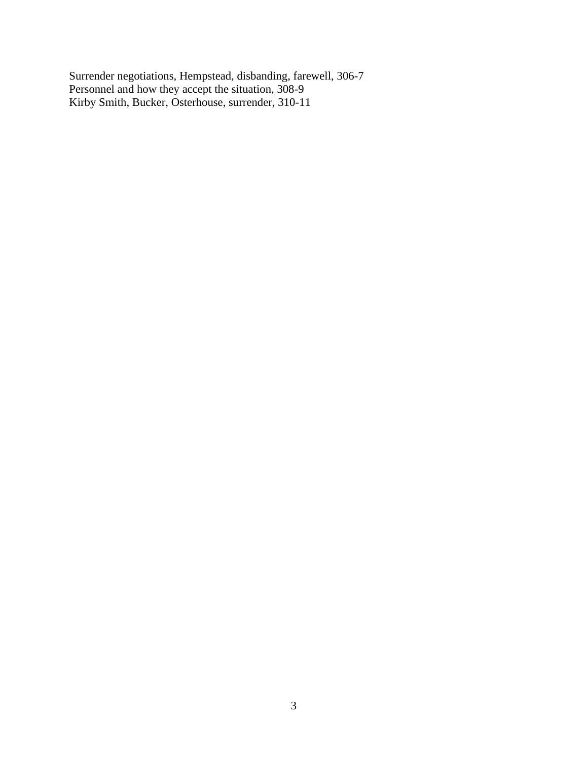Surrender negotiations, Hempstead, disbanding, farewell, 306-7
Personnel and how they accept the situation, 308-9
Kirby Smith, Bucker, Osterhouse, surrender, 310-11